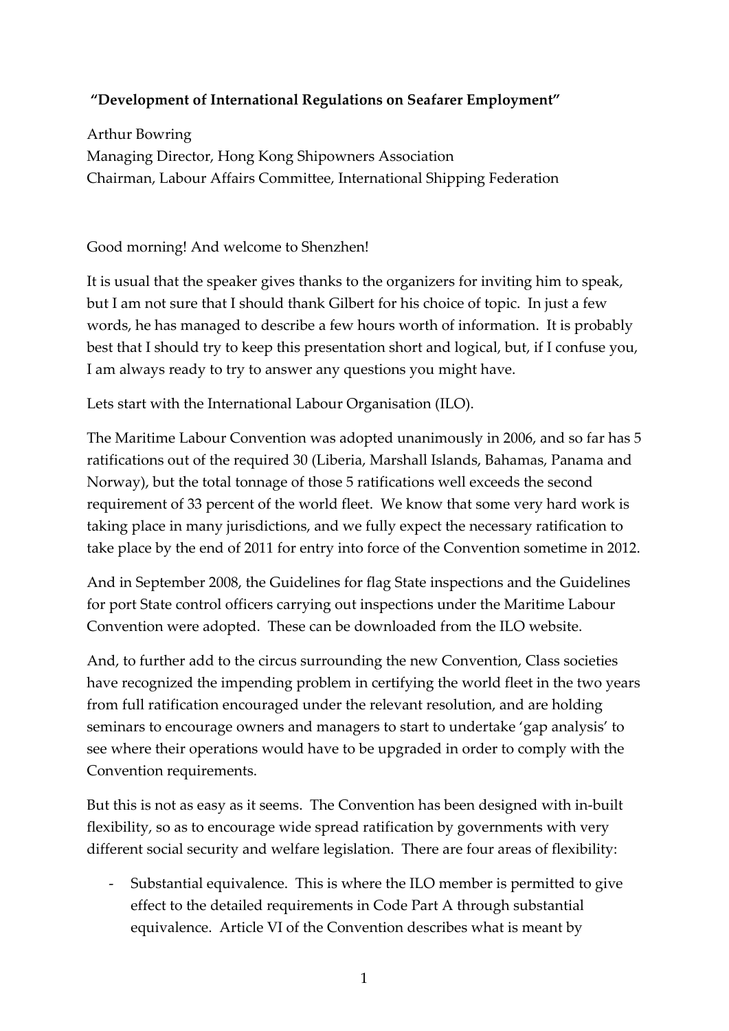**"Development of International Regulations on Seafarer Employment"**

Arthur Bowring
Managing Director, Hong Kong Shipowners Association
Chairman, Labour Affairs Committee, International Shipping Federation

Good morning! And welcome to Shenzhen!

It is usual that the speaker gives thanks to the organizers for inviting him to speak, but I am not sure that I should thank Gilbert for his choice of topic. In just a few words, he has managed to describe a few hours worth of information. It is probably best that I should try to keep this presentation short and logical, but, if I confuse you, I am always ready to try to answer any questions you might have.

Lets start with the International Labour Organisation (ILO).

The Maritime Labour Convention was adopted unanimously in 2006, and so far has 5 ratifications out of the required 30 (Liberia, Marshall Islands, Bahamas, Panama and Norway), but the total tonnage of those 5 ratifications well exceeds the second requirement of 33 percent of the world fleet. We know that some very hard work is taking place in many jurisdictions, and we fully expect the necessary ratification to take place by the end of 2011 for entry into force of the Convention sometime in 2012.

And in September 2008, the Guidelines for flag State inspections and the Guidelines for port State control officers carrying out inspections under the Maritime Labour Convention were adopted. These can be downloaded from the ILO website.

And, to further add to the circus surrounding the new Convention, Class societies have recognized the impending problem in certifying the world fleet in the two years from full ratification encouraged under the relevant resolution, and are holding seminars to encourage owners and managers to start to undertake 'gap analysis' to see where their operations would have to be upgraded in order to comply with the Convention requirements.

But this is not as easy as it seems. The Convention has been designed with in-built flexibility, so as to encourage wide spread ratification by governments with very different social security and welfare legislation. There are four areas of flexibility:

- Substantial equivalence. This is where the ILO member is permitted to give effect to the detailed requirements in Code Part A through substantial equivalence. Article VI of the Convention describes what is meant by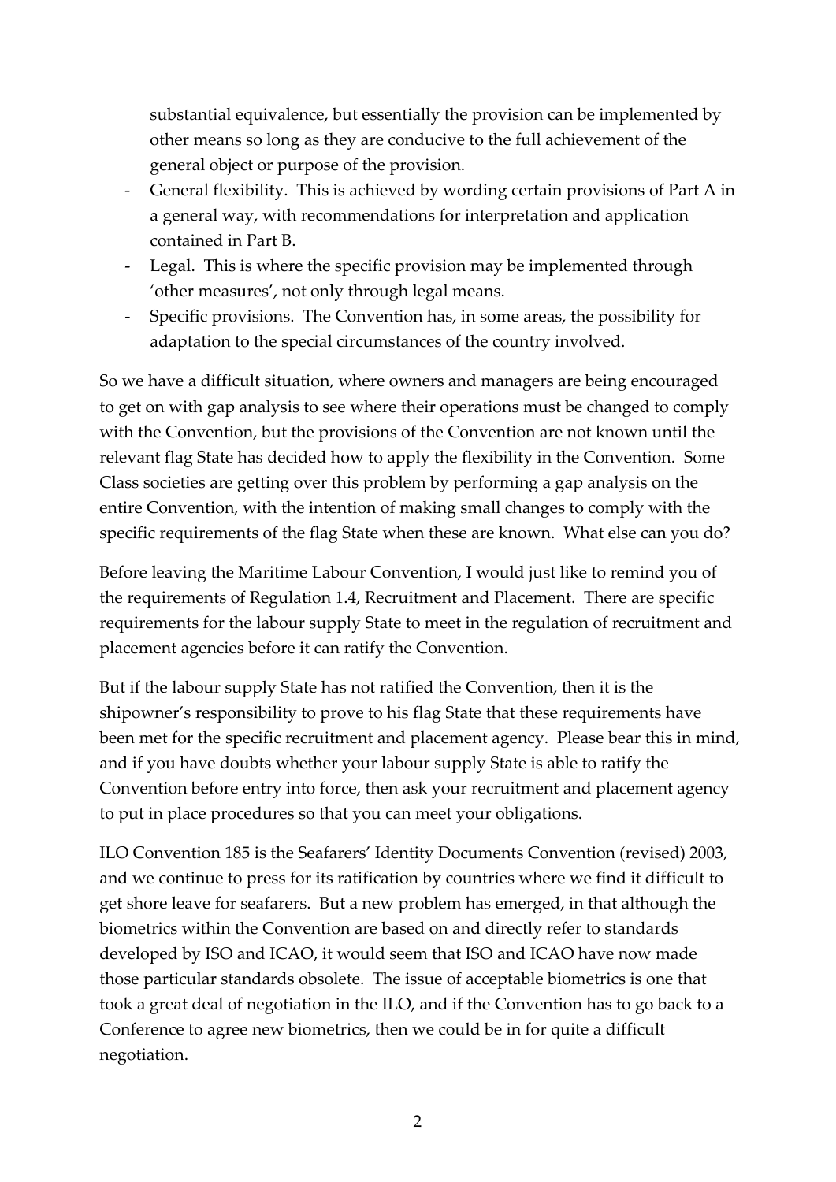substantial equivalence, but essentially the provision can be implemented by other means so long as they are conducive to the full achievement of the general object or purpose of the provision.

- General flexibility. This is achieved by wording certain provisions of Part A in a general way, with recommendations for interpretation and application contained in Part B.
- Legal. This is where the specific provision may be implemented through 'other measures', not only through legal means.
- Specific provisions. The Convention has, in some areas, the possibility for adaptation to the special circumstances of the country involved.

So we have a difficult situation, where owners and managers are being encouraged to get on with gap analysis to see where their operations must be changed to comply with the Convention, but the provisions of the Convention are not known until the relevant flag State has decided how to apply the flexibility in the Convention. Some Class societies are getting over this problem by performing a gap analysis on the entire Convention, with the intention of making small changes to comply with the specific requirements of the flag State when these are known. What else can you do?

Before leaving the Maritime Labour Convention, I would just like to remind you of the requirements of Regulation 1.4, Recruitment and Placement. There are specific requirements for the labour supply State to meet in the regulation of recruitment and placement agencies before it can ratify the Convention.

But if the labour supply State has not ratified the Convention, then it is the shipowner's responsibility to prove to his flag State that these requirements have been met for the specific recruitment and placement agency. Please bear this in mind, and if you have doubts whether your labour supply State is able to ratify the Convention before entry into force, then ask your recruitment and placement agency to put in place procedures so that you can meet your obligations.

ILO Convention 185 is the Seafarers' Identity Documents Convention (revised) 2003, and we continue to press for its ratification by countries where we find it difficult to get shore leave for seafarers. But a new problem has emerged, in that although the biometrics within the Convention are based on and directly refer to standards developed by ISO and ICAO, it would seem that ISO and ICAO have now made those particular standards obsolete. The issue of acceptable biometrics is one that took a great deal of negotiation in the ILO, and if the Convention has to go back to a Conference to agree new biometrics, then we could be in for quite a difficult negotiation.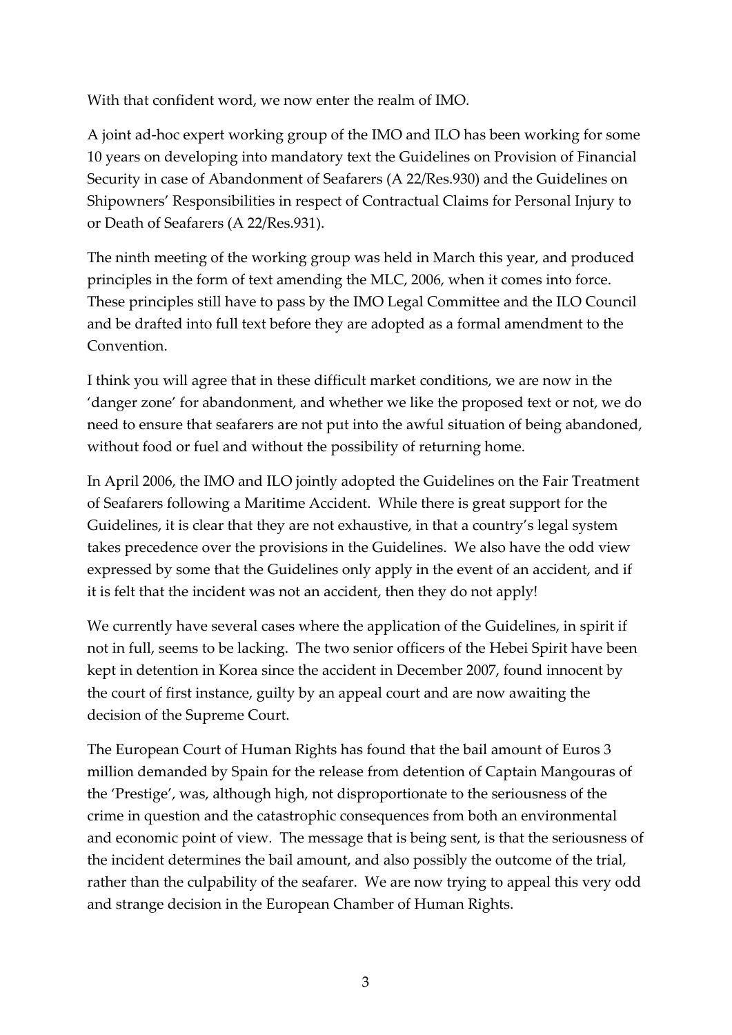With that confident word, we now enter the realm of IMO.

A joint ad-hoc expert working group of the IMO and ILO has been working for some 10 years on developing into mandatory text the Guidelines on Provision of Financial Security in case of Abandonment of Seafarers (A 22/Res.930) and the Guidelines on Shipowners' Responsibilities in respect of Contractual Claims for Personal Injury to or Death of Seafarers (A 22/Res.931).

The ninth meeting of the working group was held in March this year, and produced principles in the form of text amending the MLC, 2006, when it comes into force. These principles still have to pass by the IMO Legal Committee and the ILO Council and be drafted into full text before they are adopted as a formal amendment to the Convention.

I think you will agree that in these difficult market conditions, we are now in the 'danger zone' for abandonment, and whether we like the proposed text or not, we do need to ensure that seafarers are not put into the awful situation of being abandoned, without food or fuel and without the possibility of returning home.

In April 2006, the IMO and ILO jointly adopted the Guidelines on the Fair Treatment of Seafarers following a Maritime Accident. While there is great support for the Guidelines, it is clear that they are not exhaustive, in that a country's legal system takes precedence over the provisions in the Guidelines. We also have the odd view expressed by some that the Guidelines only apply in the event of an accident, and if it is felt that the incident was not an accident, then they do not apply!

We currently have several cases where the application of the Guidelines, in spirit if not in full, seems to be lacking. The two senior officers of the Hebei Spirit have been kept in detention in Korea since the accident in December 2007, found innocent by the court of first instance, guilty by an appeal court and are now awaiting the decision of the Supreme Court.

The European Court of Human Rights has found that the bail amount of Euros 3 million demanded by Spain for the release from detention of Captain Mangouras of the 'Prestige', was, although high, not disproportionate to the seriousness of the crime in question and the catastrophic consequences from both an environmental and economic point of view. The message that is being sent, is that the seriousness of the incident determines the bail amount, and also possibly the outcome of the trial, rather than the culpability of the seafarer. We are now trying to appeal this very odd and strange decision in the European Chamber of Human Rights.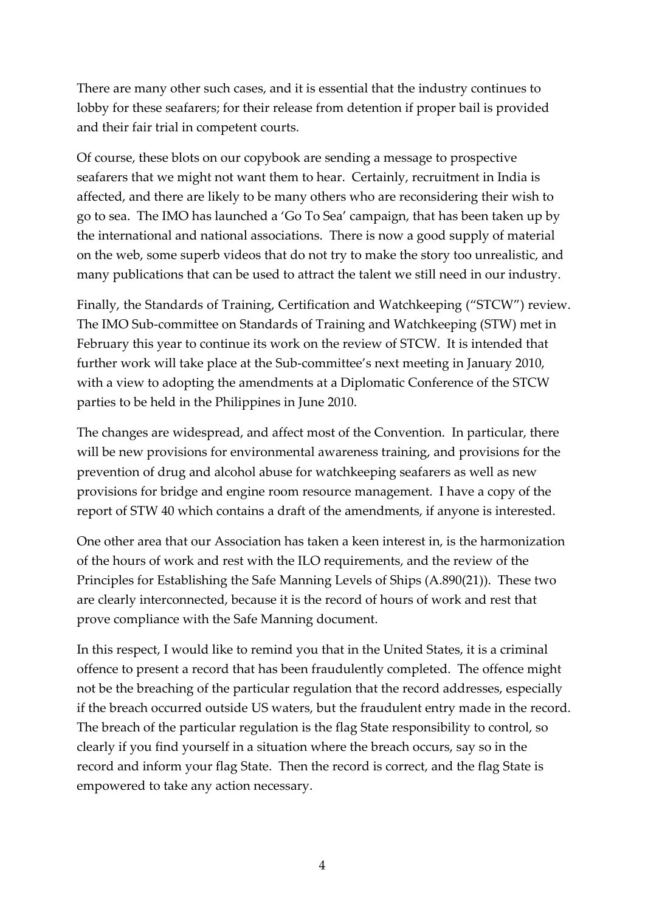There are many other such cases, and it is essential that the industry continues to lobby for these seafarers; for their release from detention if proper bail is provided and their fair trial in competent courts.

Of course, these blots on our copybook are sending a message to prospective seafarers that we might not want them to hear. Certainly, recruitment in India is affected, and there are likely to be many others who are reconsidering their wish to go to sea. The IMO has launched a 'Go To Sea' campaign, that has been taken up by the international and national associations. There is now a good supply of material on the web, some superb videos that do not try to make the story too unrealistic, and many publications that can be used to attract the talent we still need in our industry.

Finally, the Standards of Training, Certification and Watchkeeping ("STCW") review. The IMO Sub-committee on Standards of Training and Watchkeeping (STW) met in February this year to continue its work on the review of STCW. It is intended that further work will take place at the Sub-committee's next meeting in January 2010, with a view to adopting the amendments at a Diplomatic Conference of the STCW parties to be held in the Philippines in June 2010.

The changes are widespread, and affect most of the Convention. In particular, there will be new provisions for environmental awareness training, and provisions for the prevention of drug and alcohol abuse for watchkeeping seafarers as well as new provisions for bridge and engine room resource management. I have a copy of the report of STW 40 which contains a draft of the amendments, if anyone is interested.

One other area that our Association has taken a keen interest in, is the harmonization of the hours of work and rest with the ILO requirements, and the review of the Principles for Establishing the Safe Manning Levels of Ships (A.890(21)). These two are clearly interconnected, because it is the record of hours of work and rest that prove compliance with the Safe Manning document.

In this respect, I would like to remind you that in the United States, it is a criminal offence to present a record that has been fraudulently completed. The offence might not be the breaching of the particular regulation that the record addresses, especially if the breach occurred outside US waters, but the fraudulent entry made in the record. The breach of the particular regulation is the flag State responsibility to control, so clearly if you find yourself in a situation where the breach occurs, say so in the record and inform your flag State. Then the record is correct, and the flag State is empowered to take any action necessary.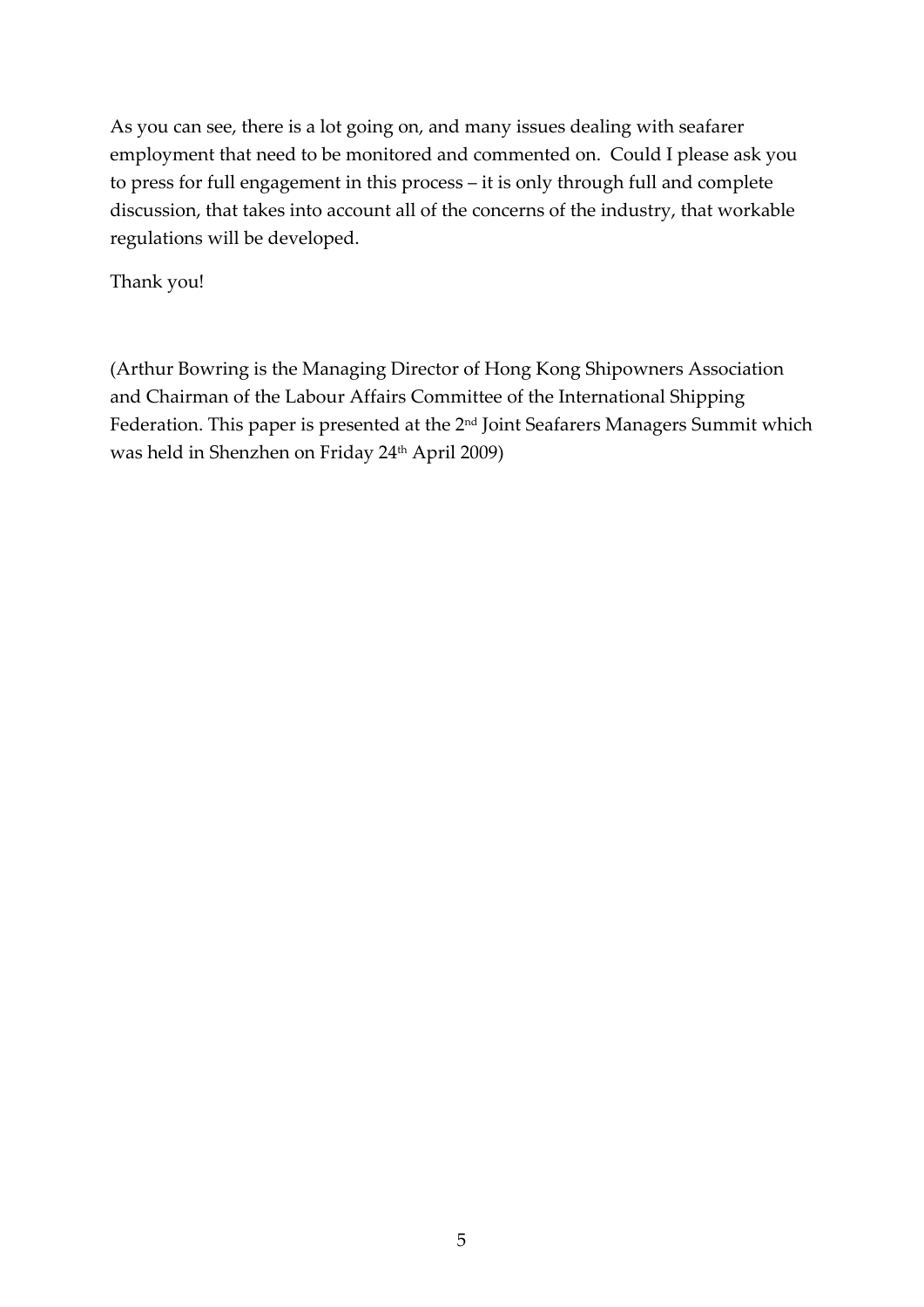As you can see, there is a lot going on, and many issues dealing with seafarer employment that need to be monitored and commented on. Could I please ask you to press for full engagement in this process – it is only through full and complete discussion, that takes into account all of the concerns of the industry, that workable regulations will be developed.

Thank you!

(Arthur Bowring is the Managing Director of Hong Kong Shipowners Association and Chairman of the Labour Affairs Committee of the International Shipping Federation. This paper is presented at the 2nd Joint Seafarers Managers Summit which was held in Shenzhen on Friday 24th April 2009)